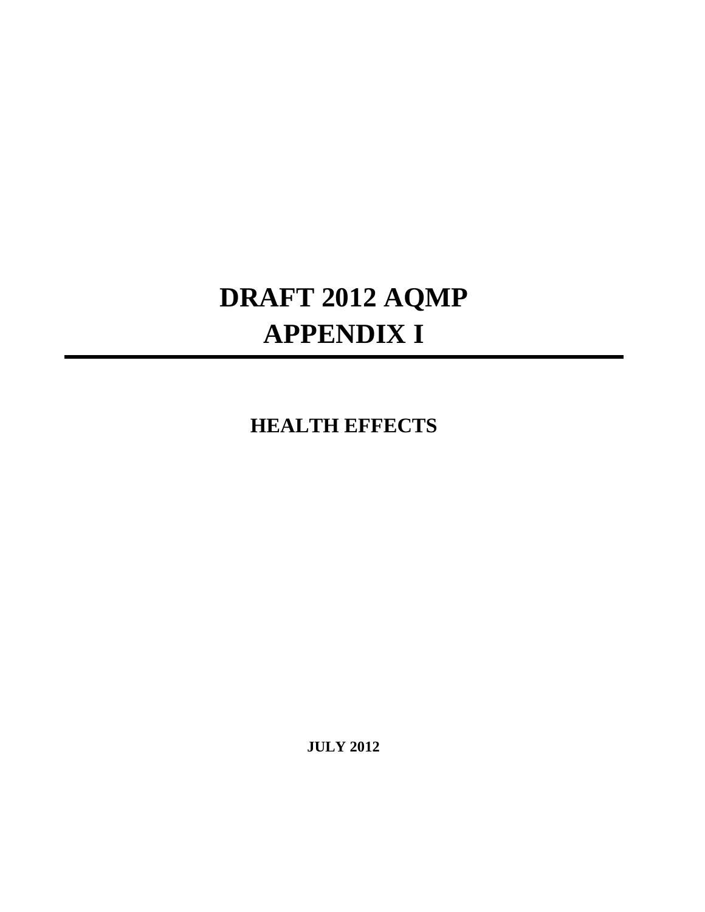# DRAFT 2012 AQMP
# APPENDIX I

---

## HEALTH EFFECTS

**JULY 2012**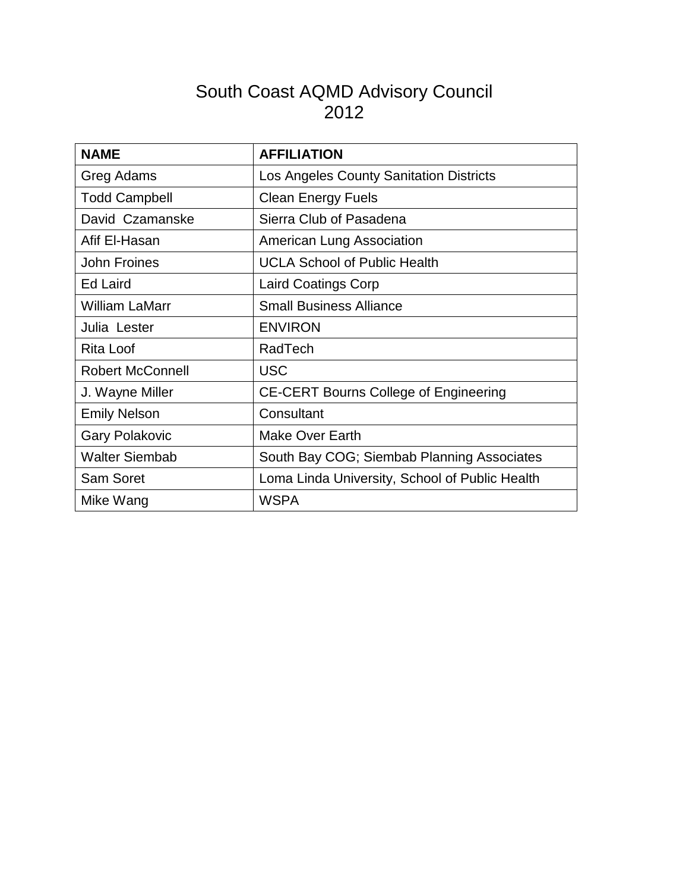# South Coast AQMD Advisory Council
# 2012

| NAME | AFFILIATION |
|---|---|
| Greg Adams | Los Angeles County Sanitation Districts |
| Todd Campbell | Clean Energy Fuels |
| David Czamanske | Sierra Club of Pasadena |
| Afif El-Hasan | American Lung Association |
| John Froines | UCLA School of Public Health |
| Ed Laird | Laird Coatings Corp |
| William LaMarr | Small Business Alliance |
| Julia Lester | ENVIRON |
| Rita Loof | RadTech |
| Robert McConnell | USC |
| J. Wayne Miller | CE-CERT Bourns College of Engineering |
| Emily Nelson | Consultant |
| Gary Polakovic | Make Over Earth |
| Walter Siembab | South Bay COG; Siembab Planning Associates |
| Sam Soret | Loma Linda University, School of Public Health |
| Mike Wang | WSPA |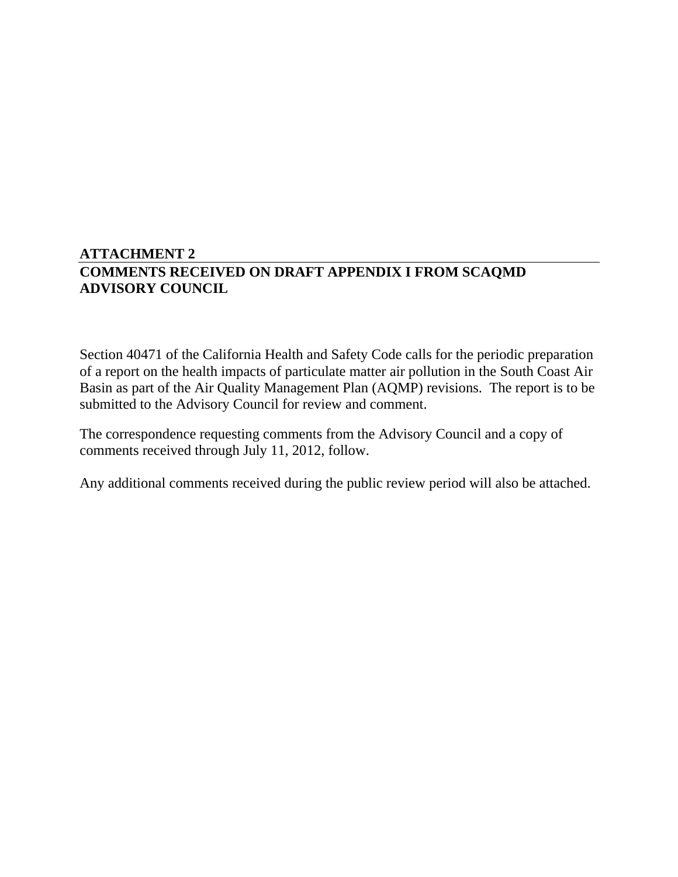**ATTACHMENT 2**

**COMMENTS RECEIVED ON DRAFT APPENDIX I FROM SCAQMD ADVISORY COUNCIL**

Section 40471 of the California Health and Safety Code calls for the periodic preparation of a report on the health impacts of particulate matter air pollution in the South Coast Air Basin as part of the Air Quality Management Plan (AQMP) revisions. The report is to be submitted to the Advisory Council for review and comment.

The correspondence requesting comments from the Advisory Council and a copy of comments received through July 11, 2012, follow.

Any additional comments received during the public review period will also be attached.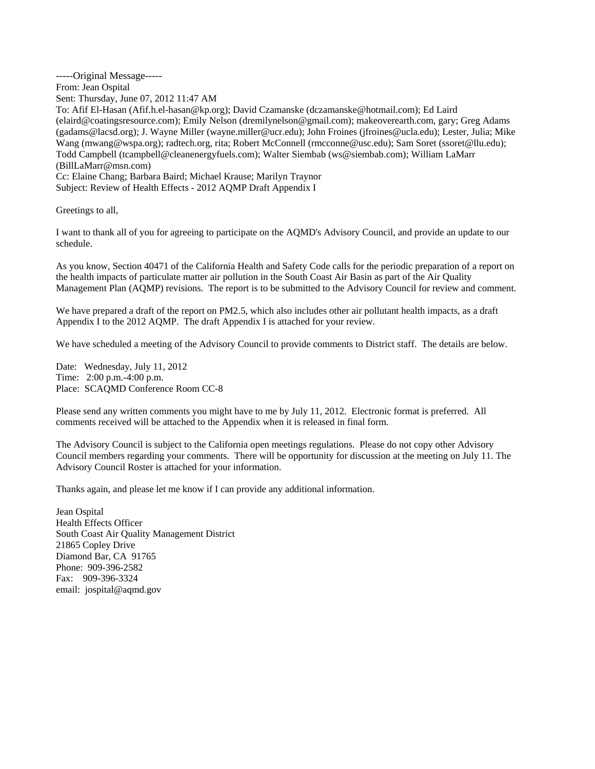-----Original Message-----
From: Jean Ospital
Sent: Thursday, June 07, 2012 11:47 AM
To: Afif El-Hasan (Afif.h.el-hasan@kp.org); David Czamanske (dczamanske@hotmail.com); Ed Laird (elaird@coatingsresource.com); Emily Nelson (dremilynelson@gmail.com); makeoverearth.com, gary; Greg Adams (gadams@lacsd.org); J. Wayne Miller (wayne.miller@ucr.edu); John Froines (jfroines@ucla.edu); Lester, Julia; Mike Wang (mwang@wspa.org); radtech.org, rita; Robert McConnell (rmcconne@usc.edu); Sam Soret (ssoret@llu.edu); Todd Campbell (tcampbell@cleanenergyfuels.com); Walter Siembab (ws@siembab.com); William LaMarr (BillLaMarr@msn.com)
Cc: Elaine Chang; Barbara Baird; Michael Krause; Marilyn Traynor
Subject: Review of Health Effects - 2012 AQMP Draft Appendix I

Greetings to all,

I want to thank all of you for agreeing to participate on the AQMD's Advisory Council, and provide an update to our schedule.

As you know, Section 40471 of the California Health and Safety Code calls for the periodic preparation of a report on the health impacts of particulate matter air pollution in the South Coast Air Basin as part of the Air Quality Management Plan (AQMP) revisions. The report is to be submitted to the Advisory Council for review and comment.

We have prepared a draft of the report on PM2.5, which also includes other air pollutant health impacts, as a draft Appendix I to the 2012 AQMP. The draft Appendix I is attached for your review.

We have scheduled a meeting of the Advisory Council to provide comments to District staff. The details are below.

Date: Wednesday, July 11, 2012
Time: 2:00 p.m.-4:00 p.m.
Place: SCAQMD Conference Room CC-8

Please send any written comments you might have to me by July 11, 2012. Electronic format is preferred. All comments received will be attached to the Appendix when it is released in final form.

The Advisory Council is subject to the California open meetings regulations. Please do not copy other Advisory Council members regarding your comments. There will be opportunity for discussion at the meeting on July 11. The Advisory Council Roster is attached for your information.

Thanks again, and please let me know if I can provide any additional information.

Jean Ospital
Health Effects Officer
South Coast Air Quality Management District
21865 Copley Drive
Diamond Bar, CA 91765
Phone: 909-396-2582
Fax: 909-396-3324
email: jospital@aqmd.gov